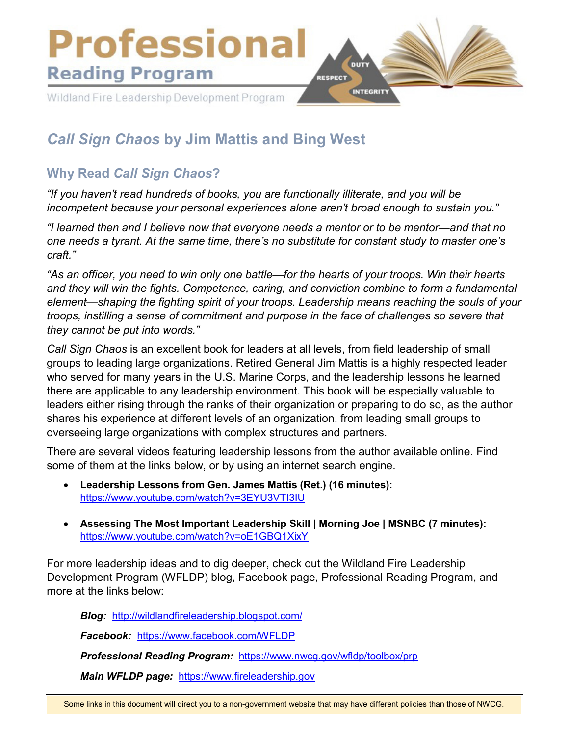# Professional

## Reading Program

Wildland Fire Leadership Development Program

DUTY RESPECT INTEGRITY

## *Call Sign Chaos* by Jim Mattis and Bing West

### Why Read *Call Sign Chaos*?

*"If you haven't read hundreds of books, you are functionally illiterate, and you will be incompetent because your personal experiences alone aren't broad enough to sustain you."*

*"I learned then and I believe now that everyone needs a mentor or to be mentor—and that no one needs a tyrant. At the same time, there's no substitute for constant study to master one's craft."*

*"As an officer, you need to win only one battle—for the hearts of your troops. Win their hearts and they will win the fights. Competence, caring, and conviction combine to form a fundamental element—shaping the fighting spirit of your troops. Leadership means reaching the souls of your troops, instilling a sense of commitment and purpose in the face of challenges so severe that they cannot be put into words."*

*Call Sign Chaos* is an excellent book for leaders at all levels, from field leadership of small groups to leading large organizations. Retired General Jim Mattis is a highly respected leader who served for many years in the U.S. Marine Corps, and the leadership lessons he learned there are applicable to any leadership environment. This book will be especially valuable to leaders either rising through the ranks of their organization or preparing to do so, as the author shares his experience at different levels of an organization, from leading small groups to overseeing large organizations with complex structures and partners.

There are several videos featuring leadership lessons from the author available online. Find some of them at the links below, or by using an internet search engine.

- **Leadership Lessons from Gen. James Mattis (Ret.) (16 minutes):** https://www.youtube.com/watch?v=3EYU3VTI3lU
- **Assessing The Most Important Leadership Skill | Morning Joe | MSNBC (7 minutes):** https://www.youtube.com/watch?v=oE1GBQ1XixY

For more leadership ideas and to dig deeper, check out the Wildland Fire Leadership Development Program (WFLDP) blog, Facebook page, Professional Reading Program, and more at the links below:

***Blog:*** http://wildlandfireleadership.blogspot.com/

***Facebook:*** https://www.facebook.com/WFLDP

***Professional Reading Program:*** https://www.nwcg.gov/wfldp/toolbox/prp

***Main WFLDP page:*** https://www.fireleadership.gov

Some links in this document will direct you to a non-government website that may have different policies than those of NWCG.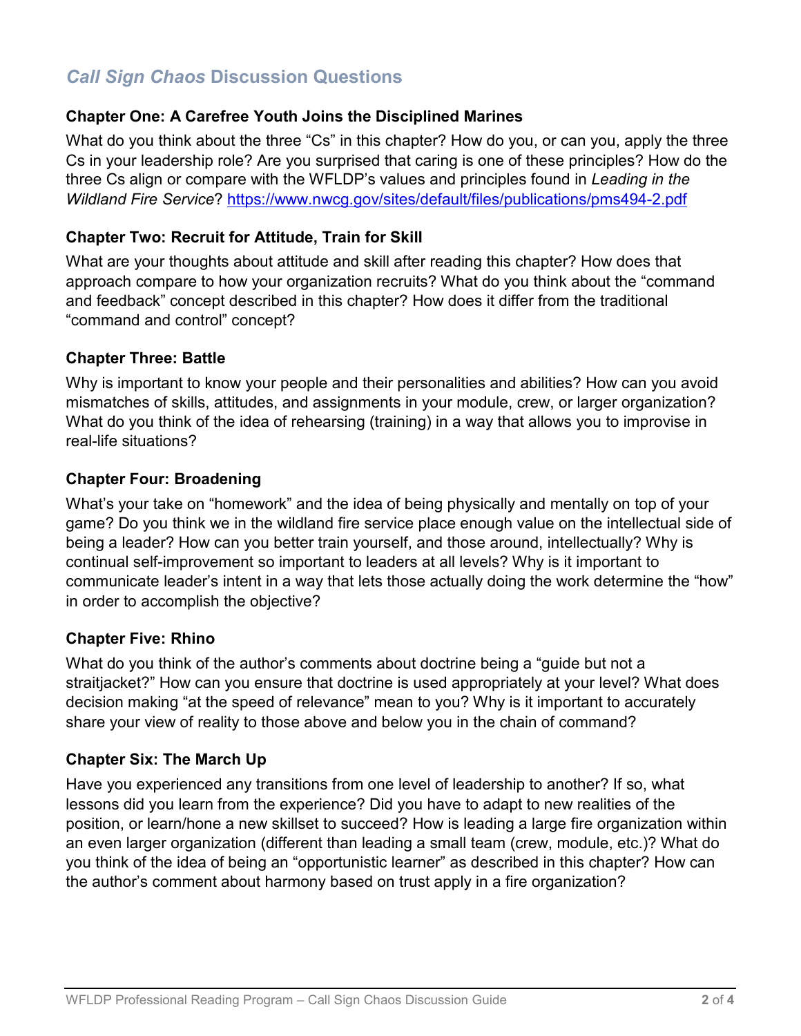## *Call Sign Chaos* Discussion Questions

### Chapter One: A Carefree Youth Joins the Disciplined Marines

What do you think about the three "Cs" in this chapter? How do you, or can you, apply the three Cs in your leadership role? Are you surprised that caring is one of these principles? How do the three Cs align or compare with the WFLDP's values and principles found in *Leading in the Wildland Fire Service*? https://www.nwcg.gov/sites/default/files/publications/pms494-2.pdf

### Chapter Two: Recruit for Attitude, Train for Skill

What are your thoughts about attitude and skill after reading this chapter? How does that approach compare to how your organization recruits? What do you think about the "command and feedback" concept described in this chapter? How does it differ from the traditional "command and control" concept?

### Chapter Three: Battle

Why is important to know your people and their personalities and abilities? How can you avoid mismatches of skills, attitudes, and assignments in your module, crew, or larger organization? What do you think of the idea of rehearsing (training) in a way that allows you to improvise in real-life situations?

### Chapter Four: Broadening

What's your take on "homework" and the idea of being physically and mentally on top of your game? Do you think we in the wildland fire service place enough value on the intellectual side of being a leader? How can you better train yourself, and those around, intellectually? Why is continual self-improvement so important to leaders at all levels? Why is it important to communicate leader's intent in a way that lets those actually doing the work determine the "how" in order to accomplish the objective?

### Chapter Five: Rhino

What do you think of the author's comments about doctrine being a "guide but not a straitjacket?" How can you ensure that doctrine is used appropriately at your level? What does decision making "at the speed of relevance" mean to you? Why is it important to accurately share your view of reality to those above and below you in the chain of command?

### Chapter Six: The March Up

Have you experienced any transitions from one level of leadership to another? If so, what lessons did you learn from the experience? Did you have to adapt to new realities of the position, or learn/hone a new skillset to succeed? How is leading a large fire organization within an even larger organization (different than leading a small team (crew, module, etc.)? What do you think of the idea of being an "opportunistic learner" as described in this chapter? How can the author's comment about harmony based on trust apply in a fire organization?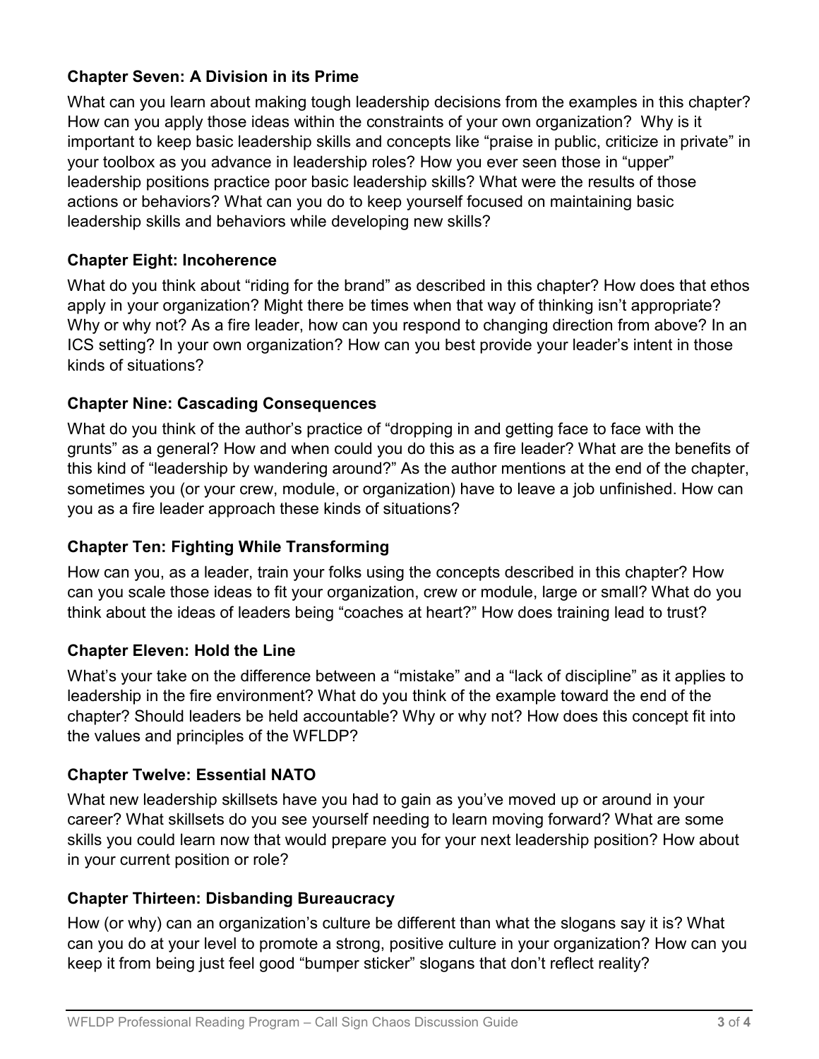### Chapter Seven: A Division in its Prime

What can you learn about making tough leadership decisions from the examples in this chapter? How can you apply those ideas within the constraints of your own organization? Why is it important to keep basic leadership skills and concepts like "praise in public, criticize in private" in your toolbox as you advance in leadership roles? How you ever seen those in "upper" leadership positions practice poor basic leadership skills? What were the results of those actions or behaviors? What can you do to keep yourself focused on maintaining basic leadership skills and behaviors while developing new skills?

### Chapter Eight: Incoherence

What do you think about "riding for the brand" as described in this chapter? How does that ethos apply in your organization? Might there be times when that way of thinking isn't appropriate? Why or why not? As a fire leader, how can you respond to changing direction from above? In an ICS setting? In your own organization? How can you best provide your leader's intent in those kinds of situations?

### Chapter Nine: Cascading Consequences

What do you think of the author's practice of "dropping in and getting face to face with the grunts" as a general? How and when could you do this as a fire leader? What are the benefits of this kind of "leadership by wandering around?" As the author mentions at the end of the chapter, sometimes you (or your crew, module, or organization) have to leave a job unfinished. How can you as a fire leader approach these kinds of situations?

### Chapter Ten: Fighting While Transforming

How can you, as a leader, train your folks using the concepts described in this chapter? How can you scale those ideas to fit your organization, crew or module, large or small? What do you think about the ideas of leaders being "coaches at heart?" How does training lead to trust?

### Chapter Eleven: Hold the Line

What's your take on the difference between a "mistake" and a "lack of discipline" as it applies to leadership in the fire environment? What do you think of the example toward the end of the chapter? Should leaders be held accountable? Why or why not? How does this concept fit into the values and principles of the WFLDP?

### Chapter Twelve: Essential NATO

What new leadership skillsets have you had to gain as you've moved up or around in your career? What skillsets do you see yourself needing to learn moving forward? What are some skills you could learn now that would prepare you for your next leadership position? How about in your current position or role?

### Chapter Thirteen: Disbanding Bureaucracy

How (or why) can an organization's culture be different than what the slogans say it is? What can you do at your level to promote a strong, positive culture in your organization? How can you keep it from being just feel good "bumper sticker" slogans that don't reflect reality?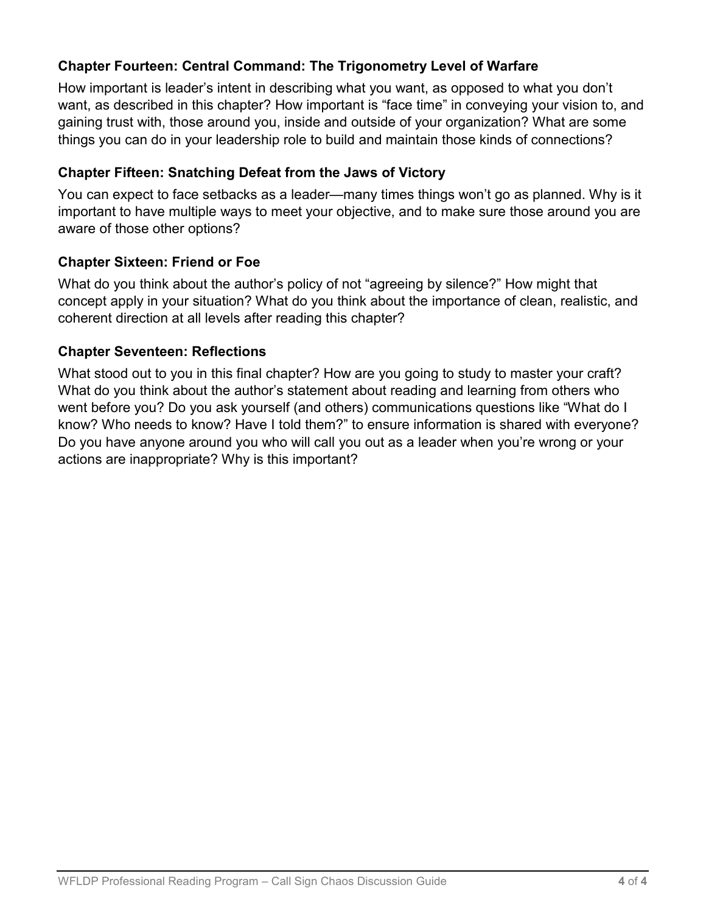### Chapter Fourteen: Central Command: The Trigonometry Level of Warfare

How important is leader's intent in describing what you want, as opposed to what you don't want, as described in this chapter? How important is "face time" in conveying your vision to, and gaining trust with, those around you, inside and outside of your organization? What are some things you can do in your leadership role to build and maintain those kinds of connections?

### Chapter Fifteen: Snatching Defeat from the Jaws of Victory

You can expect to face setbacks as a leader—many times things won't go as planned. Why is it important to have multiple ways to meet your objective, and to make sure those around you are aware of those other options?

### Chapter Sixteen: Friend or Foe

What do you think about the author's policy of not "agreeing by silence?" How might that concept apply in your situation? What do you think about the importance of clean, realistic, and coherent direction at all levels after reading this chapter?

### Chapter Seventeen: Reflections

What stood out to you in this final chapter? How are you going to study to master your craft? What do you think about the author's statement about reading and learning from others who went before you? Do you ask yourself (and others) communications questions like "What do I know? Who needs to know? Have I told them?" to ensure information is shared with everyone? Do you have anyone around you who will call you out as a leader when you're wrong or your actions are inappropriate? Why is this important?